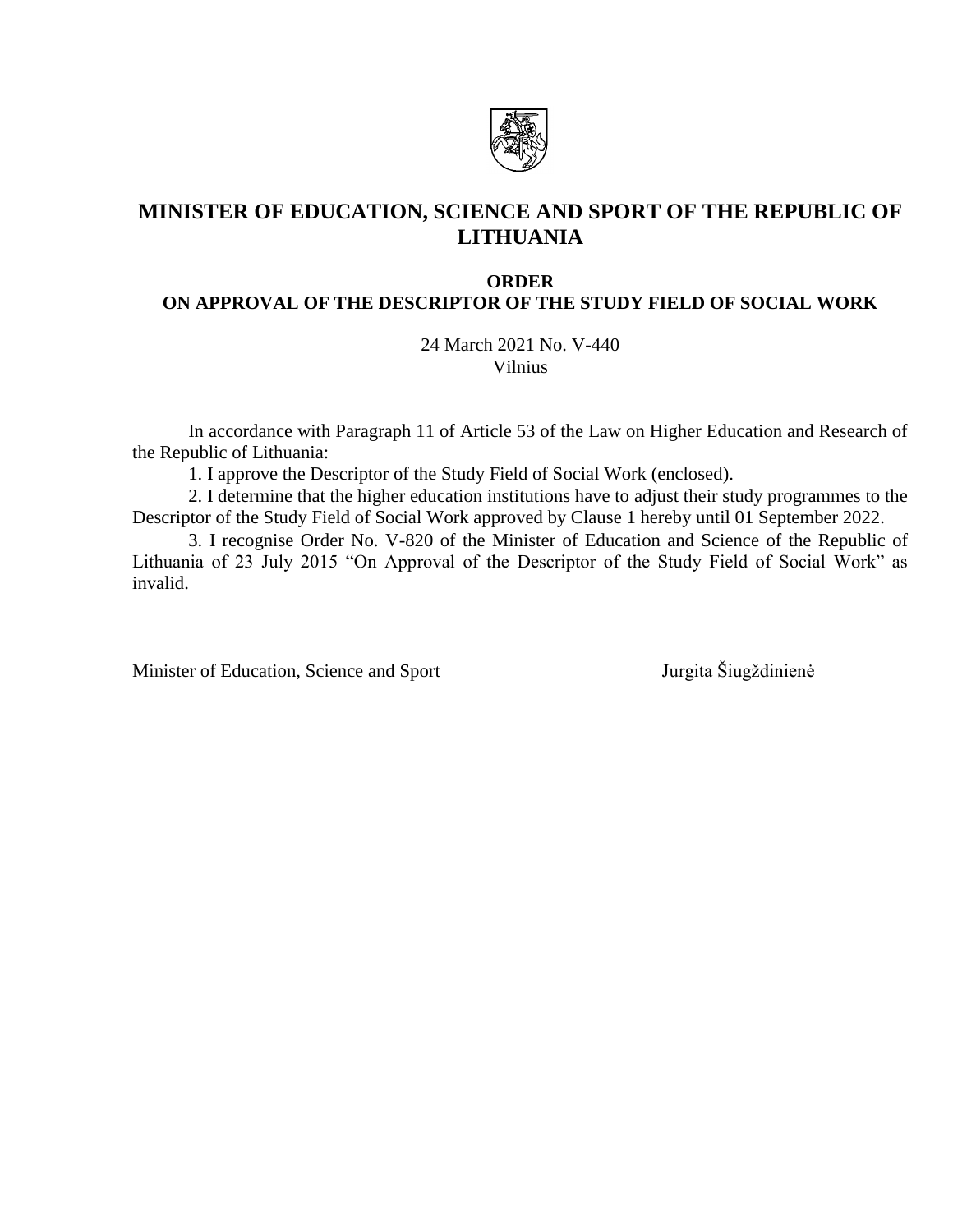# MINISTER OF EDUCATION, SCIENCE AND SPORT OF THE REPUBLIC OF LITHUANIA

## ORDER
## ON APPROVAL OF THE DESCRIPTOR OF THE STUDY FIELD OF SOCIAL WORK

24 March 2021 No. V-440
Vilnius

In accordance with Paragraph 11 of Article 53 of the Law on Higher Education and Research of the Republic of Lithuania:

1. I approve the Descriptor of the Study Field of Social Work (enclosed).
2. I determine that the higher education institutions have to adjust their study programmes to the Descriptor of the Study Field of Social Work approved by Clause 1 hereby until 01 September 2022.
3. I recognise Order No. V-820 of the Minister of Education and Science of the Republic of Lithuania of 23 July 2015 "On Approval of the Descriptor of the Study Field of Social Work" as invalid.

Minister of Education, Science and Sport Jurgita Šiugždinienė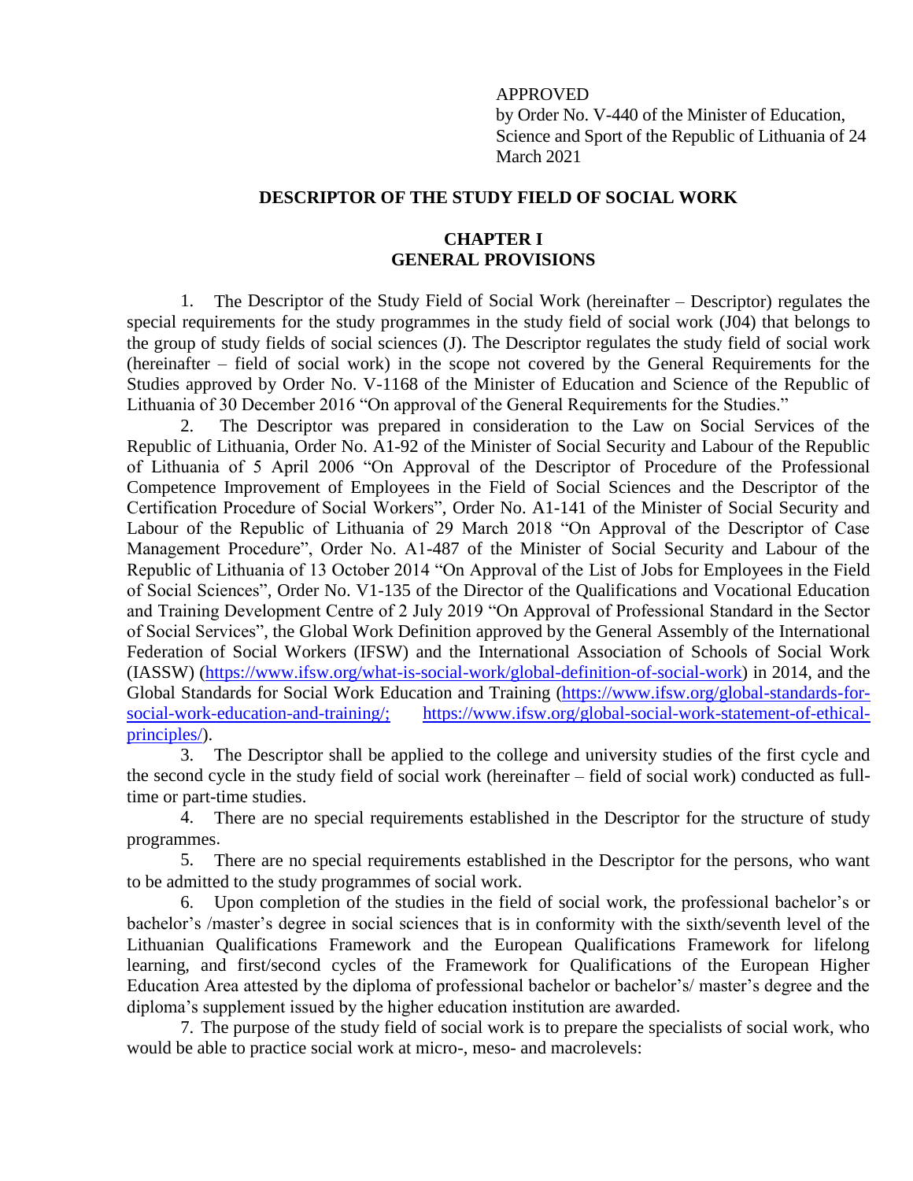APPROVED
by Order No. V-440 of the Minister of Education, Science and Sport of the Republic of Lithuania of 24 March 2021

# DESCRIPTOR OF THE STUDY FIELD OF SOCIAL WORK

## CHAPTER I
## GENERAL PROVISIONS

1. The Descriptor of the Study Field of Social Work (hereinafter – Descriptor) regulates the special requirements for the study programmes in the study field of social work (J04) that belongs to the group of study fields of social sciences (J). The Descriptor regulates the study field of social work (hereinafter – field of social work) in the scope not covered by the General Requirements for the Studies approved by Order No. V-1168 of the Minister of Education and Science of the Republic of Lithuania of 30 December 2016 "On approval of the General Requirements for the Studies."

2. The Descriptor was prepared in consideration to the Law on Social Services of the Republic of Lithuania, Order No. A1-92 of the Minister of Social Security and Labour of the Republic of Lithuania of 5 April 2006 "On Approval of the Descriptor of Procedure of the Professional Competence Improvement of Employees in the Field of Social Sciences and the Descriptor of the Certification Procedure of Social Workers", Order No. A1-141 of the Minister of Social Security and Labour of the Republic of Lithuania of 29 March 2018 "On Approval of the Descriptor of Case Management Procedure", Order No. A1-487 of the Minister of Social Security and Labour of the Republic of Lithuania of 13 October 2014 "On Approval of the List of Jobs for Employees in the Field of Social Sciences", Order No. V1-135 of the Director of the Qualifications and Vocational Education and Training Development Centre of 2 July 2019 "On Approval of Professional Standard in the Sector of Social Services", the Global Work Definition approved by the General Assembly of the International Federation of Social Workers (IFSW) and the International Association of Schools of Social Work (IASSW) (https://www.ifsw.org/what-is-social-work/global-definition-of-social-work) in 2014, and the Global Standards for Social Work Education and Training (https://www.ifsw.org/global-standards-for-social-work-education-and-training/; https://www.ifsw.org/global-social-work-statement-of-ethical-principles/).

3. The Descriptor shall be applied to the college and university studies of the first cycle and the second cycle in the study field of social work (hereinafter – field of social work) conducted as full-time or part-time studies.

4. There are no special requirements established in the Descriptor for the structure of study programmes.

5. There are no special requirements established in the Descriptor for the persons, who want to be admitted to the study programmes of social work.

6. Upon completion of the studies in the field of social work, the professional bachelor's or bachelor's /master's degree in social sciences that is in conformity with the sixth/seventh level of the Lithuanian Qualifications Framework and the European Qualifications Framework for lifelong learning, and first/second cycles of the Framework for Qualifications of the European Higher Education Area attested by the diploma of professional bachelor or bachelor's/ master's degree and the diploma's supplement issued by the higher education institution are awarded.

7. The purpose of the study field of social work is to prepare the specialists of social work, who would be able to practice social work at micro-, meso- and macrolevels: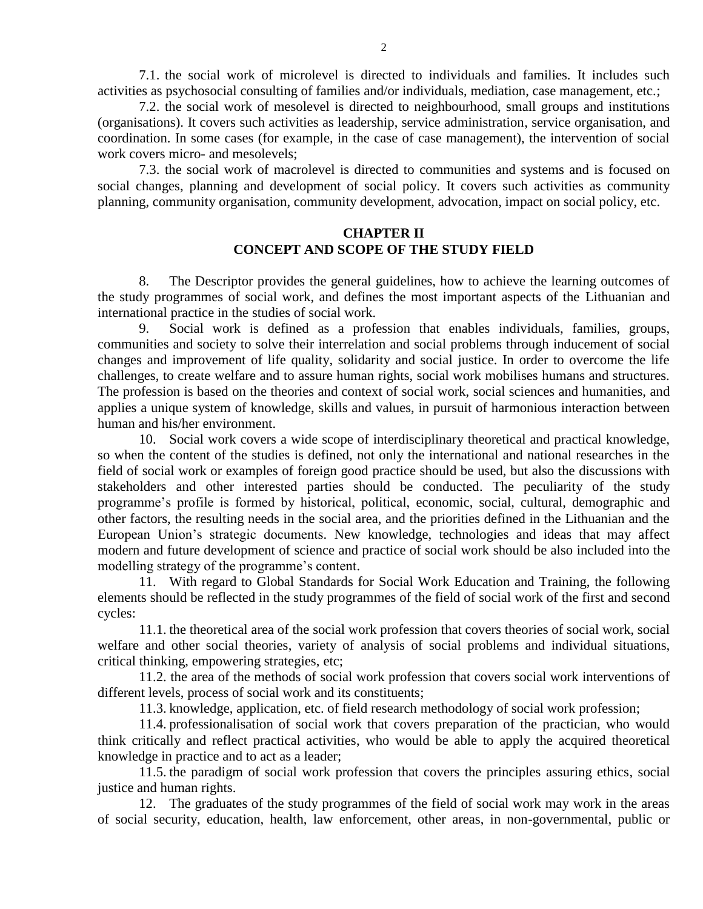7.1. the social work of microlevel is directed to individuals and families. It includes such activities as psychosocial consulting of families and/or individuals, mediation, case management, etc.;

7.2. the social work of mesolevel is directed to neighbourhood, small groups and institutions (organisations). It covers such activities as leadership, service administration, service organisation, and coordination. In some cases (for example, in the case of case management), the intervention of social work covers micro- and mesolevels;

7.3. the social work of macrolevel is directed to communities and systems and is focused on social changes, planning and development of social policy. It covers such activities as community planning, community organisation, community development, advocation, impact on social policy, etc.

## CHAPTER II
## CONCEPT AND SCOPE OF THE STUDY FIELD

8. The Descriptor provides the general guidelines, how to achieve the learning outcomes of the study programmes of social work, and defines the most important aspects of the Lithuanian and international practice in the studies of social work.

9. Social work is defined as a profession that enables individuals, families, groups, communities and society to solve their interrelation and social problems through inducement of social changes and improvement of life quality, solidarity and social justice. In order to overcome the life challenges, to create welfare and to assure human rights, social work mobilises humans and structures. The profession is based on the theories and context of social work, social sciences and humanities, and applies a unique system of knowledge, skills and values, in pursuit of harmonious interaction between human and his/her environment.

10. Social work covers a wide scope of interdisciplinary theoretical and practical knowledge, so when the content of the studies is defined, not only the international and national researches in the field of social work or examples of foreign good practice should be used, but also the discussions with stakeholders and other interested parties should be conducted. The peculiarity of the study programme's profile is formed by historical, political, economic, social, cultural, demographic and other factors, the resulting needs in the social area, and the priorities defined in the Lithuanian and the European Union's strategic documents. New knowledge, technologies and ideas that may affect modern and future development of science and practice of social work should be also included into the modelling strategy of the programme's content.

11. With regard to Global Standards for Social Work Education and Training, the following elements should be reflected in the study programmes of the field of social work of the first and second cycles:

11.1. the theoretical area of the social work profession that covers theories of social work, social welfare and other social theories, variety of analysis of social problems and individual situations, critical thinking, empowering strategies, etc;

11.2. the area of the methods of social work profession that covers social work interventions of different levels, process of social work and its constituents;

11.3. knowledge, application, etc. of field research methodology of social work profession;

11.4. professionalisation of social work that covers preparation of the practician, who would think critically and reflect practical activities, who would be able to apply the acquired theoretical knowledge in practice and to act as a leader;

11.5. the paradigm of social work profession that covers the principles assuring ethics, social justice and human rights.

12. The graduates of the study programmes of the field of social work may work in the areas of social security, education, health, law enforcement, other areas, in non-governmental, public or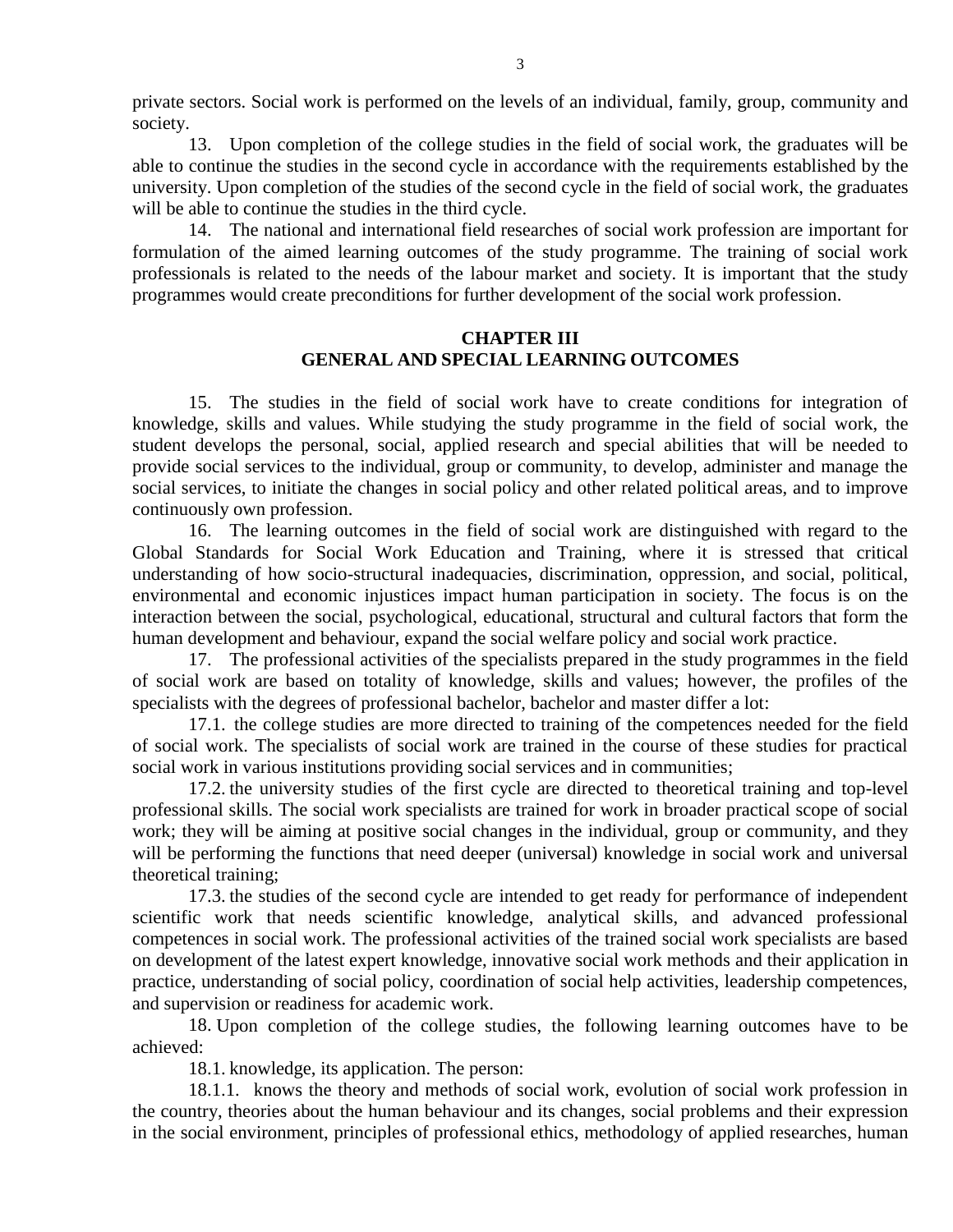private sectors. Social work is performed on the levels of an individual, family, group, community and society.

13. Upon completion of the college studies in the field of social work, the graduates will be able to continue the studies in the second cycle in accordance with the requirements established by the university. Upon completion of the studies of the second cycle in the field of social work, the graduates will be able to continue the studies in the third cycle.

14. The national and international field researches of social work profession are important for formulation of the aimed learning outcomes of the study programme. The training of social work professionals is related to the needs of the labour market and society. It is important that the study programmes would create preconditions for further development of the social work profession.

## CHAPTER III
## GENERAL AND SPECIAL LEARNING OUTCOMES

15. The studies in the field of social work have to create conditions for integration of knowledge, skills and values. While studying the study programme in the field of social work, the student develops the personal, social, applied research and special abilities that will be needed to provide social services to the individual, group or community, to develop, administer and manage the social services, to initiate the changes in social policy and other related political areas, and to improve continuously own profession.

16. The learning outcomes in the field of social work are distinguished with regard to the Global Standards for Social Work Education and Training, where it is stressed that critical understanding of how socio-structural inadequacies, discrimination, oppression, and social, political, environmental and economic injustices impact human participation in society. The focus is on the interaction between the social, psychological, educational, structural and cultural factors that form the human development and behaviour, expand the social welfare policy and social work practice.

17. The professional activities of the specialists prepared in the study programmes in the field of social work are based on totality of knowledge, skills and values; however, the profiles of the specialists with the degrees of professional bachelor, bachelor and master differ a lot:

17.1. the college studies are more directed to training of the competences needed for the field of social work. The specialists of social work are trained in the course of these studies for practical social work in various institutions providing social services and in communities;

17.2. the university studies of the first cycle are directed to theoretical training and top-level professional skills. The social work specialists are trained for work in broader practical scope of social work; they will be aiming at positive social changes in the individual, group or community, and they will be performing the functions that need deeper (universal) knowledge in social work and universal theoretical training;

17.3. the studies of the second cycle are intended to get ready for performance of independent scientific work that needs scientific knowledge, analytical skills, and advanced professional competences in social work. The professional activities of the trained social work specialists are based on development of the latest expert knowledge, innovative social work methods and their application in practice, understanding of social policy, coordination of social help activities, leadership competences, and supervision or readiness for academic work.

18. Upon completion of the college studies, the following learning outcomes have to be achieved:

18.1. knowledge, its application. The person:

18.1.1. knows the theory and methods of social work, evolution of social work profession in the country, theories about the human behaviour and its changes, social problems and their expression in the social environment, principles of professional ethics, methodology of applied researches, human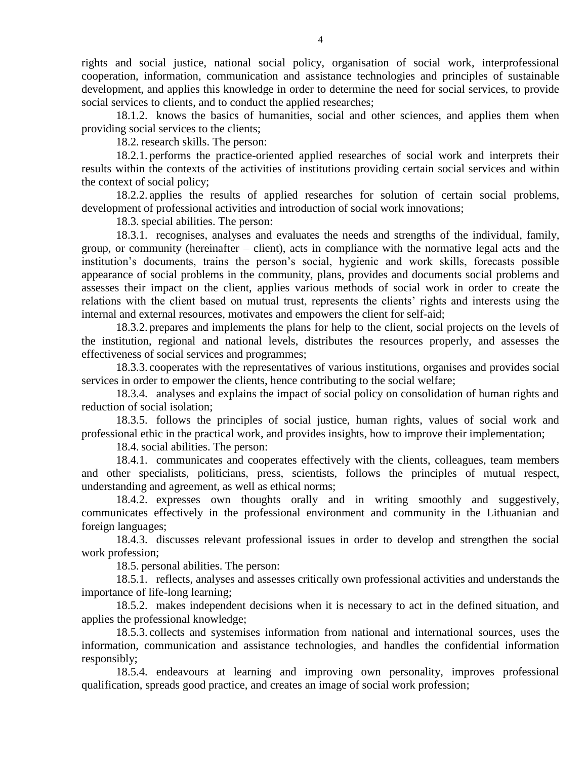rights and social justice, national social policy, organisation of social work, interprofessional cooperation, information, communication and assistance technologies and principles of sustainable development, and applies this knowledge in order to determine the need for social services, to provide social services to clients, and to conduct the applied researches;

18.1.2. knows the basics of humanities, social and other sciences, and applies them when providing social services to the clients;

18.2. research skills. The person:

18.2.1. performs the practice-oriented applied researches of social work and interprets their results within the contexts of the activities of institutions providing certain social services and within the context of social policy;

18.2.2. applies the results of applied researches for solution of certain social problems, development of professional activities and introduction of social work innovations;

18.3. special abilities. The person:

18.3.1. recognises, analyses and evaluates the needs and strengths of the individual, family, group, or community (hereinafter – client), acts in compliance with the normative legal acts and the institution's documents, trains the person's social, hygienic and work skills, forecasts possible appearance of social problems in the community, plans, provides and documents social problems and assesses their impact on the client, applies various methods of social work in order to create the relations with the client based on mutual trust, represents the clients' rights and interests using the internal and external resources, motivates and empowers the client for self-aid;

18.3.2. prepares and implements the plans for help to the client, social projects on the levels of the institution, regional and national levels, distributes the resources properly, and assesses the effectiveness of social services and programmes;

18.3.3. cooperates with the representatives of various institutions, organises and provides social services in order to empower the clients, hence contributing to the social welfare;

18.3.4. analyses and explains the impact of social policy on consolidation of human rights and reduction of social isolation;

18.3.5. follows the principles of social justice, human rights, values of social work and professional ethic in the practical work, and provides insights, how to improve their implementation;

18.4. social abilities. The person:

18.4.1. communicates and cooperates effectively with the clients, colleagues, team members and other specialists, politicians, press, scientists, follows the principles of mutual respect, understanding and agreement, as well as ethical norms;

18.4.2. expresses own thoughts orally and in writing smoothly and suggestively, communicates effectively in the professional environment and community in the Lithuanian and foreign languages;

18.4.3. discusses relevant professional issues in order to develop and strengthen the social work profession;

18.5. personal abilities. The person:

18.5.1. reflects, analyses and assesses critically own professional activities and understands the importance of life-long learning;

18.5.2. makes independent decisions when it is necessary to act in the defined situation, and applies the professional knowledge;

18.5.3. collects and systemises information from national and international sources, uses the information, communication and assistance technologies, and handles the confidential information responsibly;

18.5.4. endeavours at learning and improving own personality, improves professional qualification, spreads good practice, and creates an image of social work profession;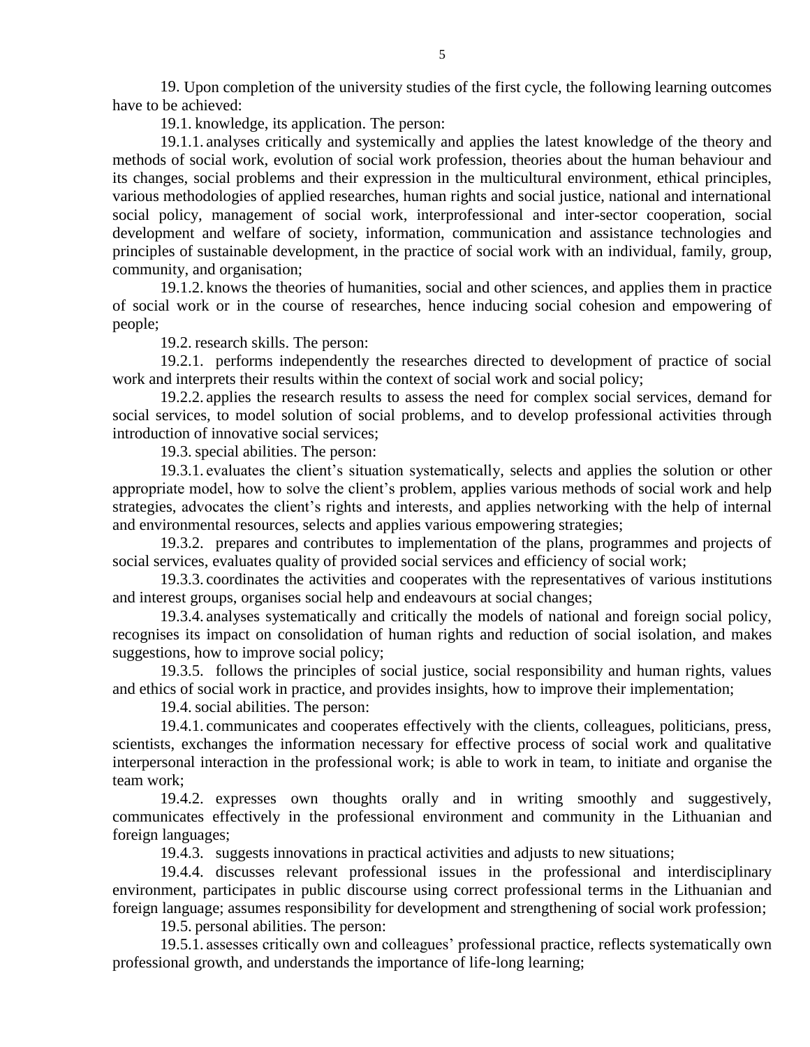19. Upon completion of the university studies of the first cycle, the following learning outcomes have to be achieved:

19.1. knowledge, its application. The person:

19.1.1. analyses critically and systemically and applies the latest knowledge of the theory and methods of social work, evolution of social work profession, theories about the human behaviour and its changes, social problems and their expression in the multicultural environment, ethical principles, various methodologies of applied researches, human rights and social justice, national and international social policy, management of social work, interprofessional and inter-sector cooperation, social development and welfare of society, information, communication and assistance technologies and principles of sustainable development, in the practice of social work with an individual, family, group, community, and organisation;

19.1.2. knows the theories of humanities, social and other sciences, and applies them in practice of social work or in the course of researches, hence inducing social cohesion and empowering of people;

19.2. research skills. The person:

19.2.1. performs independently the researches directed to development of practice of social work and interprets their results within the context of social work and social policy;

19.2.2. applies the research results to assess the need for complex social services, demand for social services, to model solution of social problems, and to develop professional activities through introduction of innovative social services;

19.3. special abilities. The person:

19.3.1. evaluates the client's situation systematically, selects and applies the solution or other appropriate model, how to solve the client's problem, applies various methods of social work and help strategies, advocates the client's rights and interests, and applies networking with the help of internal and environmental resources, selects and applies various empowering strategies;

19.3.2. prepares and contributes to implementation of the plans, programmes and projects of social services, evaluates quality of provided social services and efficiency of social work;

19.3.3. coordinates the activities and cooperates with the representatives of various institutions and interest groups, organises social help and endeavours at social changes;

19.3.4. analyses systematically and critically the models of national and foreign social policy, recognises its impact on consolidation of human rights and reduction of social isolation, and makes suggestions, how to improve social policy;

19.3.5. follows the principles of social justice, social responsibility and human rights, values and ethics of social work in practice, and provides insights, how to improve their implementation;

19.4. social abilities. The person:

19.4.1. communicates and cooperates effectively with the clients, colleagues, politicians, press, scientists, exchanges the information necessary for effective process of social work and qualitative interpersonal interaction in the professional work; is able to work in team, to initiate and organise the team work;

19.4.2. expresses own thoughts orally and in writing smoothly and suggestively, communicates effectively in the professional environment and community in the Lithuanian and foreign languages;

19.4.3. suggests innovations in practical activities and adjusts to new situations;

19.4.4. discusses relevant professional issues in the professional and interdisciplinary environment, participates in public discourse using correct professional terms in the Lithuanian and foreign language; assumes responsibility for development and strengthening of social work profession;

19.5. personal abilities. The person:

19.5.1. assesses critically own and colleagues' professional practice, reflects systematically own professional growth, and understands the importance of life-long learning;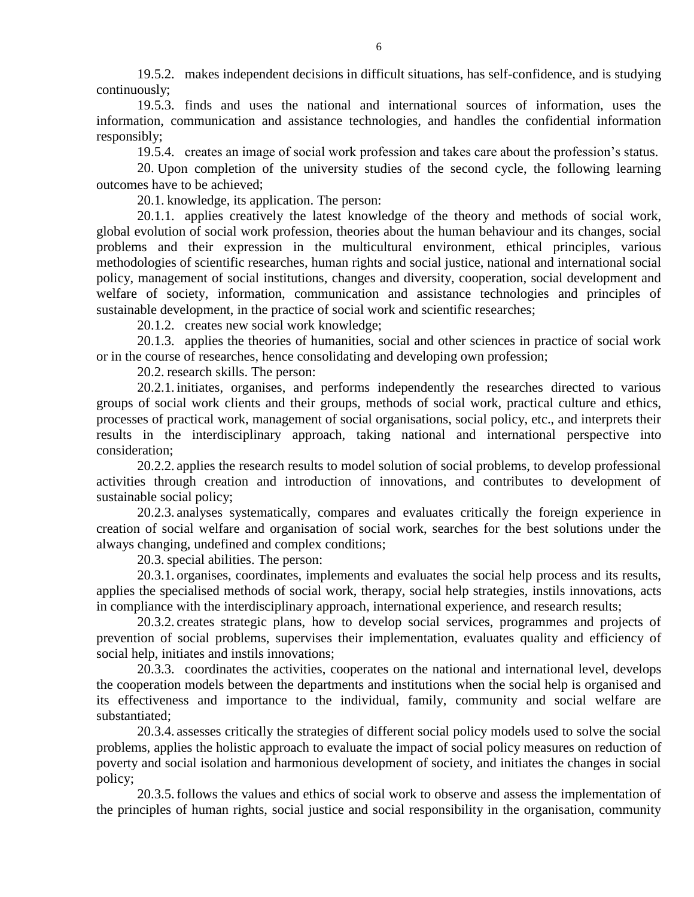19.5.2. makes independent decisions in difficult situations, has self-confidence, and is studying continuously;

19.5.3. finds and uses the national and international sources of information, uses the information, communication and assistance technologies, and handles the confidential information responsibly;

19.5.4. creates an image of social work profession and takes care about the profession's status.

20. Upon completion of the university studies of the second cycle, the following learning outcomes have to be achieved;

20.1. knowledge, its application. The person:

20.1.1. applies creatively the latest knowledge of the theory and methods of social work, global evolution of social work profession, theories about the human behaviour and its changes, social problems and their expression in the multicultural environment, ethical principles, various methodologies of scientific researches, human rights and social justice, national and international social policy, management of social institutions, changes and diversity, cooperation, social development and welfare of society, information, communication and assistance technologies and principles of sustainable development, in the practice of social work and scientific researches;

20.1.2. creates new social work knowledge;

20.1.3. applies the theories of humanities, social and other sciences in practice of social work or in the course of researches, hence consolidating and developing own profession;

20.2. research skills. The person:

20.2.1. initiates, organises, and performs independently the researches directed to various groups of social work clients and their groups, methods of social work, practical culture and ethics, processes of practical work, management of social organisations, social policy, etc., and interprets their results in the interdisciplinary approach, taking national and international perspective into consideration;

20.2.2. applies the research results to model solution of social problems, to develop professional activities through creation and introduction of innovations, and contributes to development of sustainable social policy;

20.2.3. analyses systematically, compares and evaluates critically the foreign experience in creation of social welfare and organisation of social work, searches for the best solutions under the always changing, undefined and complex conditions;

20.3. special abilities. The person:

20.3.1. organises, coordinates, implements and evaluates the social help process and its results, applies the specialised methods of social work, therapy, social help strategies, instils innovations, acts in compliance with the interdisciplinary approach, international experience, and research results;

20.3.2. creates strategic plans, how to develop social services, programmes and projects of prevention of social problems, supervises their implementation, evaluates quality and efficiency of social help, initiates and instils innovations;

20.3.3. coordinates the activities, cooperates on the national and international level, develops the cooperation models between the departments and institutions when the social help is organised and its effectiveness and importance to the individual, family, community and social welfare are substantiated;

20.3.4. assesses critically the strategies of different social policy models used to solve the social problems, applies the holistic approach to evaluate the impact of social policy measures on reduction of poverty and social isolation and harmonious development of society, and initiates the changes in social policy;

20.3.5. follows the values and ethics of social work to observe and assess the implementation of the principles of human rights, social justice and social responsibility in the organisation, community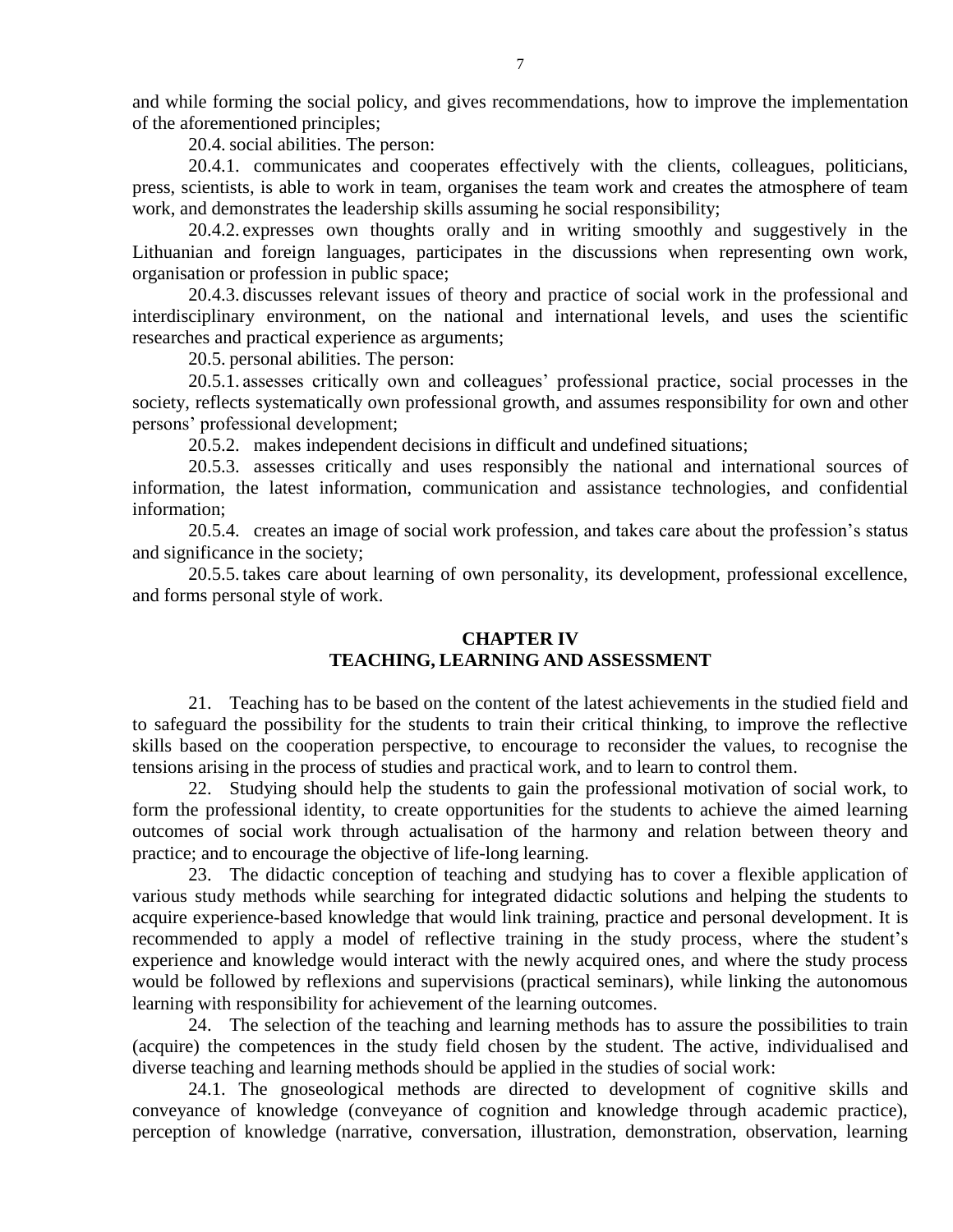and while forming the social policy, and gives recommendations, how to improve the implementation of the aforementioned principles;

20.4. social abilities. The person:

20.4.1. communicates and cooperates effectively with the clients, colleagues, politicians, press, scientists, is able to work in team, organises the team work and creates the atmosphere of team work, and demonstrates the leadership skills assuming he social responsibility;

20.4.2. expresses own thoughts orally and in writing smoothly and suggestively in the Lithuanian and foreign languages, participates in the discussions when representing own work, organisation or profession in public space;

20.4.3. discusses relevant issues of theory and practice of social work in the professional and interdisciplinary environment, on the national and international levels, and uses the scientific researches and practical experience as arguments;

20.5. personal abilities. The person:

20.5.1. assesses critically own and colleagues' professional practice, social processes in the society, reflects systematically own professional growth, and assumes responsibility for own and other persons' professional development;

20.5.2. makes independent decisions in difficult and undefined situations;

20.5.3. assesses critically and uses responsibly the national and international sources of information, the latest information, communication and assistance technologies, and confidential information;

20.5.4. creates an image of social work profession, and takes care about the profession's status and significance in the society;

20.5.5. takes care about learning of own personality, its development, professional excellence, and forms personal style of work.

## CHAPTER IV
## TEACHING, LEARNING AND ASSESSMENT

21. Teaching has to be based on the content of the latest achievements in the studied field and to safeguard the possibility for the students to train their critical thinking, to improve the reflective skills based on the cooperation perspective, to encourage to reconsider the values, to recognise the tensions arising in the process of studies and practical work, and to learn to control them.

22. Studying should help the students to gain the professional motivation of social work, to form the professional identity, to create opportunities for the students to achieve the aimed learning outcomes of social work through actualisation of the harmony and relation between theory and practice; and to encourage the objective of life-long learning.

23. The didactic conception of teaching and studying has to cover a flexible application of various study methods while searching for integrated didactic solutions and helping the students to acquire experience-based knowledge that would link training, practice and personal development. It is recommended to apply a model of reflective training in the study process, where the student's experience and knowledge would interact with the newly acquired ones, and where the study process would be followed by reflexions and supervisions (practical seminars), while linking the autonomous learning with responsibility for achievement of the learning outcomes.

24. The selection of the teaching and learning methods has to assure the possibilities to train (acquire) the competences in the study field chosen by the student. The active, individualised and diverse teaching and learning methods should be applied in the studies of social work:

24.1. The gnoseological methods are directed to development of cognitive skills and conveyance of knowledge (conveyance of cognition and knowledge through academic practice), perception of knowledge (narrative, conversation, illustration, demonstration, observation, learning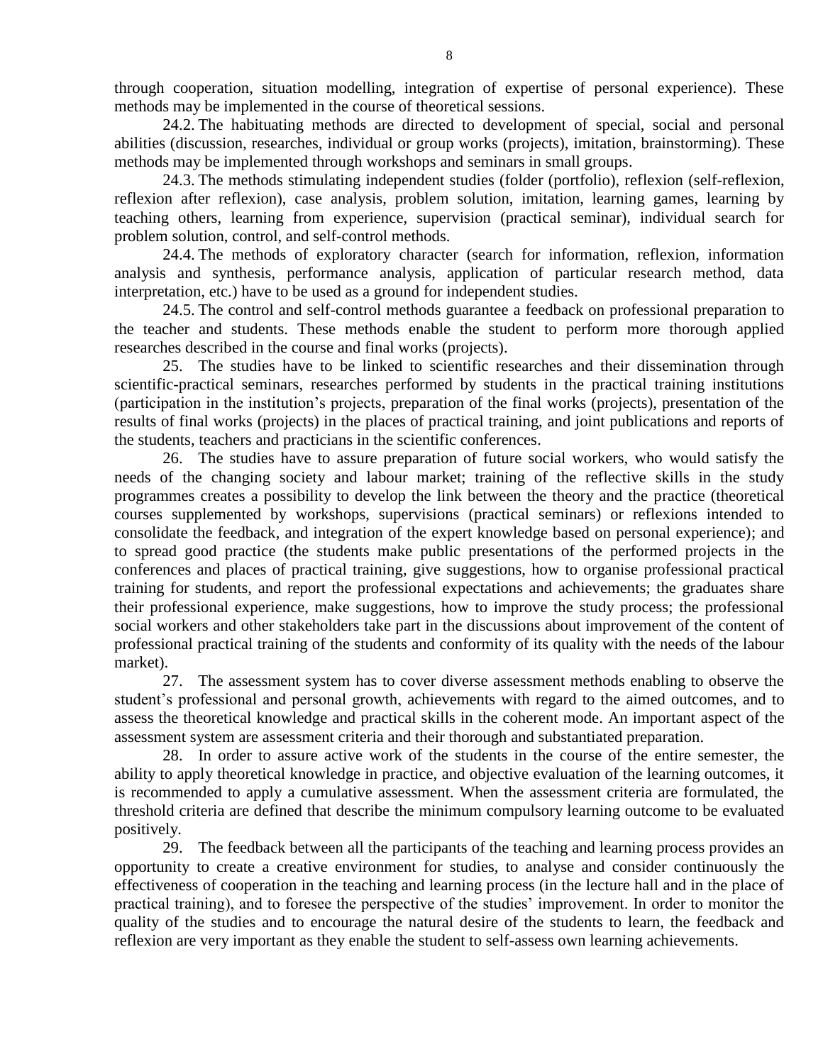through cooperation, situation modelling, integration of expertise of personal experience). These methods may be implemented in the course of theoretical sessions.

24.2. The habituating methods are directed to development of special, social and personal abilities (discussion, researches, individual or group works (projects), imitation, brainstorming). These methods may be implemented through workshops and seminars in small groups.

24.3. The methods stimulating independent studies (folder (portfolio), reflexion (self-reflexion, reflexion after reflexion), case analysis, problem solution, imitation, learning games, learning by teaching others, learning from experience, supervision (practical seminar), individual search for problem solution, control, and self-control methods.

24.4. The methods of exploratory character (search for information, reflexion, information analysis and synthesis, performance analysis, application of particular research method, data interpretation, etc.) have to be used as a ground for independent studies.

24.5. The control and self-control methods guarantee a feedback on professional preparation to the teacher and students. These methods enable the student to perform more thorough applied researches described in the course and final works (projects).

25. The studies have to be linked to scientific researches and their dissemination through scientific-practical seminars, researches performed by students in the practical training institutions (participation in the institution's projects, preparation of the final works (projects), presentation of the results of final works (projects) in the places of practical training, and joint publications and reports of the students, teachers and practicians in the scientific conferences.

26. The studies have to assure preparation of future social workers, who would satisfy the needs of the changing society and labour market; training of the reflective skills in the study programmes creates a possibility to develop the link between the theory and the practice (theoretical courses supplemented by workshops, supervisions (practical seminars) or reflexions intended to consolidate the feedback, and integration of the expert knowledge based on personal experience); and to spread good practice (the students make public presentations of the performed projects in the conferences and places of practical training, give suggestions, how to organise professional practical training for students, and report the professional expectations and achievements; the graduates share their professional experience, make suggestions, how to improve the study process; the professional social workers and other stakeholders take part in the discussions about improvement of the content of professional practical training of the students and conformity of its quality with the needs of the labour market).

27. The assessment system has to cover diverse assessment methods enabling to observe the student's professional and personal growth, achievements with regard to the aimed outcomes, and to assess the theoretical knowledge and practical skills in the coherent mode. An important aspect of the assessment system are assessment criteria and their thorough and substantiated preparation.

28. In order to assure active work of the students in the course of the entire semester, the ability to apply theoretical knowledge in practice, and objective evaluation of the learning outcomes, it is recommended to apply a cumulative assessment. When the assessment criteria are formulated, the threshold criteria are defined that describe the minimum compulsory learning outcome to be evaluated positively.

29. The feedback between all the participants of the teaching and learning process provides an opportunity to create a creative environment for studies, to analyse and consider continuously the effectiveness of cooperation in the teaching and learning process (in the lecture hall and in the place of practical training), and to foresee the perspective of the studies' improvement. In order to monitor the quality of the studies and to encourage the natural desire of the students to learn, the feedback and reflexion are very important as they enable the student to self-assess own learning achievements.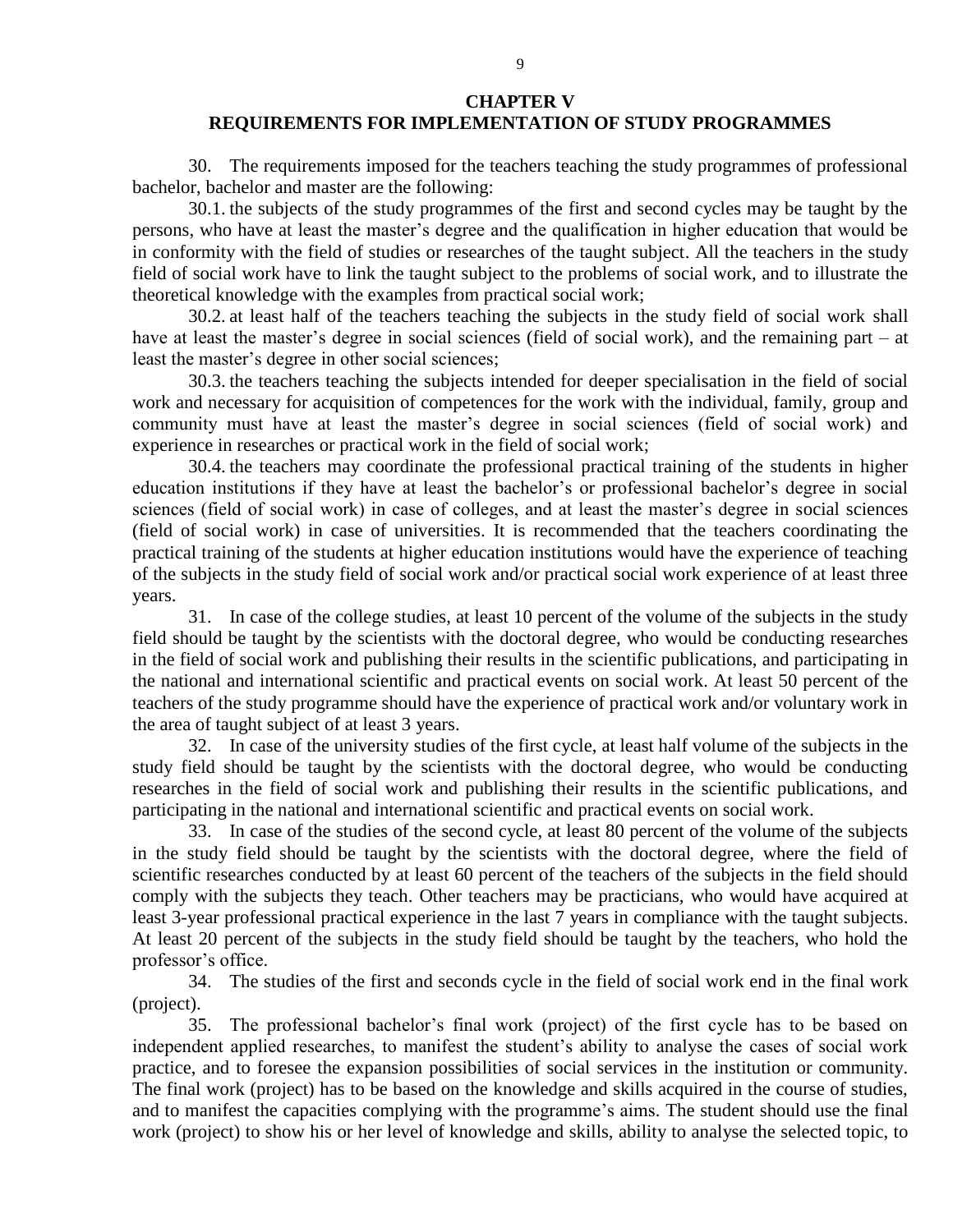## CHAPTER V
## REQUIREMENTS FOR IMPLEMENTATION OF STUDY PROGRAMMES

30. The requirements imposed for the teachers teaching the study programmes of professional bachelor, bachelor and master are the following:

30.1. the subjects of the study programmes of the first and second cycles may be taught by the persons, who have at least the master's degree and the qualification in higher education that would be in conformity with the field of studies or researches of the taught subject. All the teachers in the study field of social work have to link the taught subject to the problems of social work, and to illustrate the theoretical knowledge with the examples from practical social work;

30.2. at least half of the teachers teaching the subjects in the study field of social work shall have at least the master's degree in social sciences (field of social work), and the remaining part – at least the master's degree in other social sciences;

30.3. the teachers teaching the subjects intended for deeper specialisation in the field of social work and necessary for acquisition of competences for the work with the individual, family, group and community must have at least the master's degree in social sciences (field of social work) and experience in researches or practical work in the field of social work;

30.4. the teachers may coordinate the professional practical training of the students in higher education institutions if they have at least the bachelor's or professional bachelor's degree in social sciences (field of social work) in case of colleges, and at least the master's degree in social sciences (field of social work) in case of universities. It is recommended that the teachers coordinating the practical training of the students at higher education institutions would have the experience of teaching of the subjects in the study field of social work and/or practical social work experience of at least three years.

31. In case of the college studies, at least 10 percent of the volume of the subjects in the study field should be taught by the scientists with the doctoral degree, who would be conducting researches in the field of social work and publishing their results in the scientific publications, and participating in the national and international scientific and practical events on social work. At least 50 percent of the teachers of the study programme should have the experience of practical work and/or voluntary work in the area of taught subject of at least 3 years.

32. In case of the university studies of the first cycle, at least half volume of the subjects in the study field should be taught by the scientists with the doctoral degree, who would be conducting researches in the field of social work and publishing their results in the scientific publications, and participating in the national and international scientific and practical events on social work.

33. In case of the studies of the second cycle, at least 80 percent of the volume of the subjects in the study field should be taught by the scientists with the doctoral degree, where the field of scientific researches conducted by at least 60 percent of the teachers of the subjects in the field should comply with the subjects they teach. Other teachers may be practicians, who would have acquired at least 3-year professional practical experience in the last 7 years in compliance with the taught subjects. At least 20 percent of the subjects in the study field should be taught by the teachers, who hold the professor's office.

34. The studies of the first and seconds cycle in the field of social work end in the final work (project).

35. The professional bachelor's final work (project) of the first cycle has to be based on independent applied researches, to manifest the student's ability to analyse the cases of social work practice, and to foresee the expansion possibilities of social services in the institution or community. The final work (project) has to be based on the knowledge and skills acquired in the course of studies, and to manifest the capacities complying with the programme's aims. The student should use the final work (project) to show his or her level of knowledge and skills, ability to analyse the selected topic, to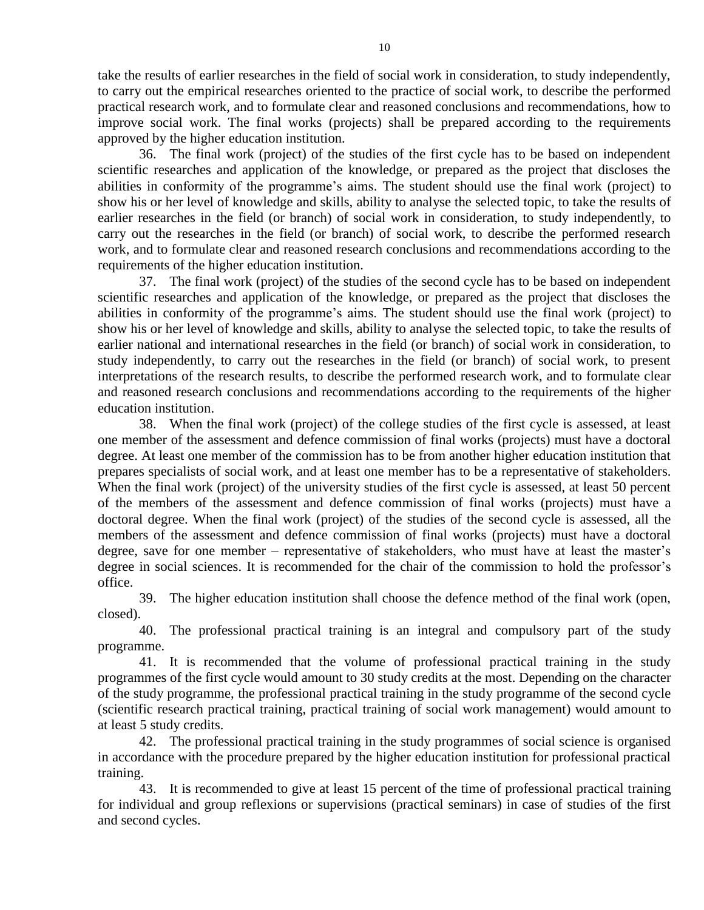take the results of earlier researches in the field of social work in consideration, to study independently, to carry out the empirical researches oriented to the practice of social work, to describe the performed practical research work, and to formulate clear and reasoned conclusions and recommendations, how to improve social work. The final works (projects) shall be prepared according to the requirements approved by the higher education institution.

36. The final work (project) of the studies of the first cycle has to be based on independent scientific researches and application of the knowledge, or prepared as the project that discloses the abilities in conformity of the programme's aims. The student should use the final work (project) to show his or her level of knowledge and skills, ability to analyse the selected topic, to take the results of earlier researches in the field (or branch) of social work in consideration, to study independently, to carry out the researches in the field (or branch) of social work, to describe the performed research work, and to formulate clear and reasoned research conclusions and recommendations according to the requirements of the higher education institution.

37. The final work (project) of the studies of the second cycle has to be based on independent scientific researches and application of the knowledge, or prepared as the project that discloses the abilities in conformity of the programme's aims. The student should use the final work (project) to show his or her level of knowledge and skills, ability to analyse the selected topic, to take the results of earlier national and international researches in the field (or branch) of social work in consideration, to study independently, to carry out the researches in the field (or branch) of social work, to present interpretations of the research results, to describe the performed research work, and to formulate clear and reasoned research conclusions and recommendations according to the requirements of the higher education institution.

38. When the final work (project) of the college studies of the first cycle is assessed, at least one member of the assessment and defence commission of final works (projects) must have a doctoral degree. At least one member of the commission has to be from another higher education institution that prepares specialists of social work, and at least one member has to be a representative of stakeholders. When the final work (project) of the university studies of the first cycle is assessed, at least 50 percent of the members of the assessment and defence commission of final works (projects) must have a doctoral degree. When the final work (project) of the studies of the second cycle is assessed, all the members of the assessment and defence commission of final works (projects) must have a doctoral degree, save for one member – representative of stakeholders, who must have at least the master's degree in social sciences. It is recommended for the chair of the commission to hold the professor's office.

39. The higher education institution shall choose the defence method of the final work (open, closed).

40. The professional practical training is an integral and compulsory part of the study programme.

41. It is recommended that the volume of professional practical training in the study programmes of the first cycle would amount to 30 study credits at the most. Depending on the character of the study programme, the professional practical training in the study programme of the second cycle (scientific research practical training, practical training of social work management) would amount to at least 5 study credits.

42. The professional practical training in the study programmes of social science is organised in accordance with the procedure prepared by the higher education institution for professional practical training.

43. It is recommended to give at least 15 percent of the time of professional practical training for individual and group reflexions or supervisions (practical seminars) in case of studies of the first and second cycles.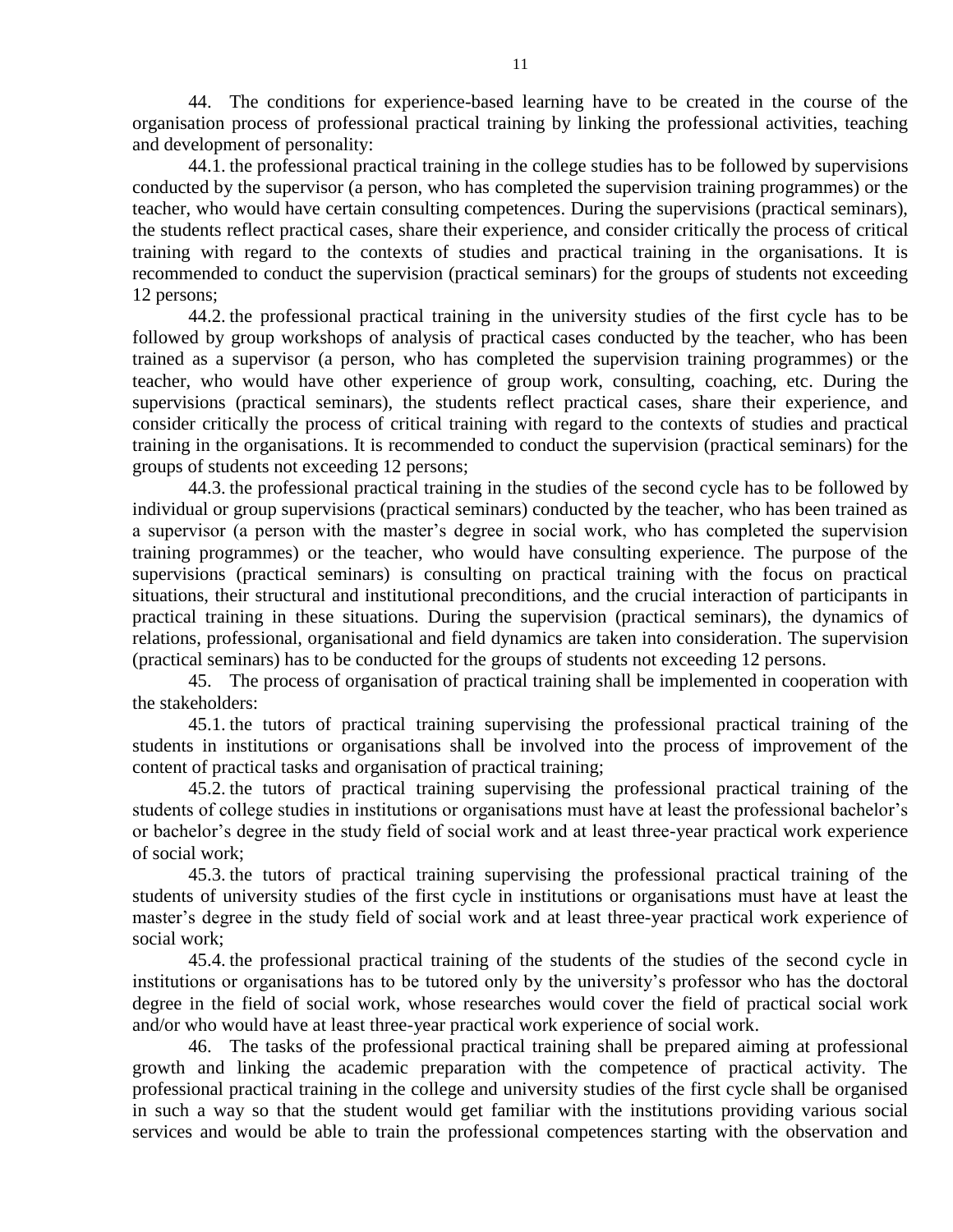44. The conditions for experience-based learning have to be created in the course of the organisation process of professional practical training by linking the professional activities, teaching and development of personality:

44.1. the professional practical training in the college studies has to be followed by supervisions conducted by the supervisor (a person, who has completed the supervision training programmes) or the teacher, who would have certain consulting competences. During the supervisions (practical seminars), the students reflect practical cases, share their experience, and consider critically the process of critical training with regard to the contexts of studies and practical training in the organisations. It is recommended to conduct the supervision (practical seminars) for the groups of students not exceeding 12 persons;

44.2. the professional practical training in the university studies of the first cycle has to be followed by group workshops of analysis of practical cases conducted by the teacher, who has been trained as a supervisor (a person, who has completed the supervision training programmes) or the teacher, who would have other experience of group work, consulting, coaching, etc. During the supervisions (practical seminars), the students reflect practical cases, share their experience, and consider critically the process of critical training with regard to the contexts of studies and practical training in the organisations. It is recommended to conduct the supervision (practical seminars) for the groups of students not exceeding 12 persons;

44.3. the professional practical training in the studies of the second cycle has to be followed by individual or group supervisions (practical seminars) conducted by the teacher, who has been trained as a supervisor (a person with the master's degree in social work, who has completed the supervision training programmes) or the teacher, who would have consulting experience. The purpose of the supervisions (practical seminars) is consulting on practical training with the focus on practical situations, their structural and institutional preconditions, and the crucial interaction of participants in practical training in these situations. During the supervision (practical seminars), the dynamics of relations, professional, organisational and field dynamics are taken into consideration. The supervision (practical seminars) has to be conducted for the groups of students not exceeding 12 persons.

45. The process of organisation of practical training shall be implemented in cooperation with the stakeholders:

45.1. the tutors of practical training supervising the professional practical training of the students in institutions or organisations shall be involved into the process of improvement of the content of practical tasks and organisation of practical training;

45.2. the tutors of practical training supervising the professional practical training of the students of college studies in institutions or organisations must have at least the professional bachelor's or bachelor's degree in the study field of social work and at least three-year practical work experience of social work;

45.3. the tutors of practical training supervising the professional practical training of the students of university studies of the first cycle in institutions or organisations must have at least the master's degree in the study field of social work and at least three-year practical work experience of social work;

45.4. the professional practical training of the students of the studies of the second cycle in institutions or organisations has to be tutored only by the university's professor who has the doctoral degree in the field of social work, whose researches would cover the field of practical social work and/or who would have at least three-year practical work experience of social work.

46. The tasks of the professional practical training shall be prepared aiming at professional growth and linking the academic preparation with the competence of practical activity. The professional practical training in the college and university studies of the first cycle shall be organised in such a way so that the student would get familiar with the institutions providing various social services and would be able to train the professional competences starting with the observation and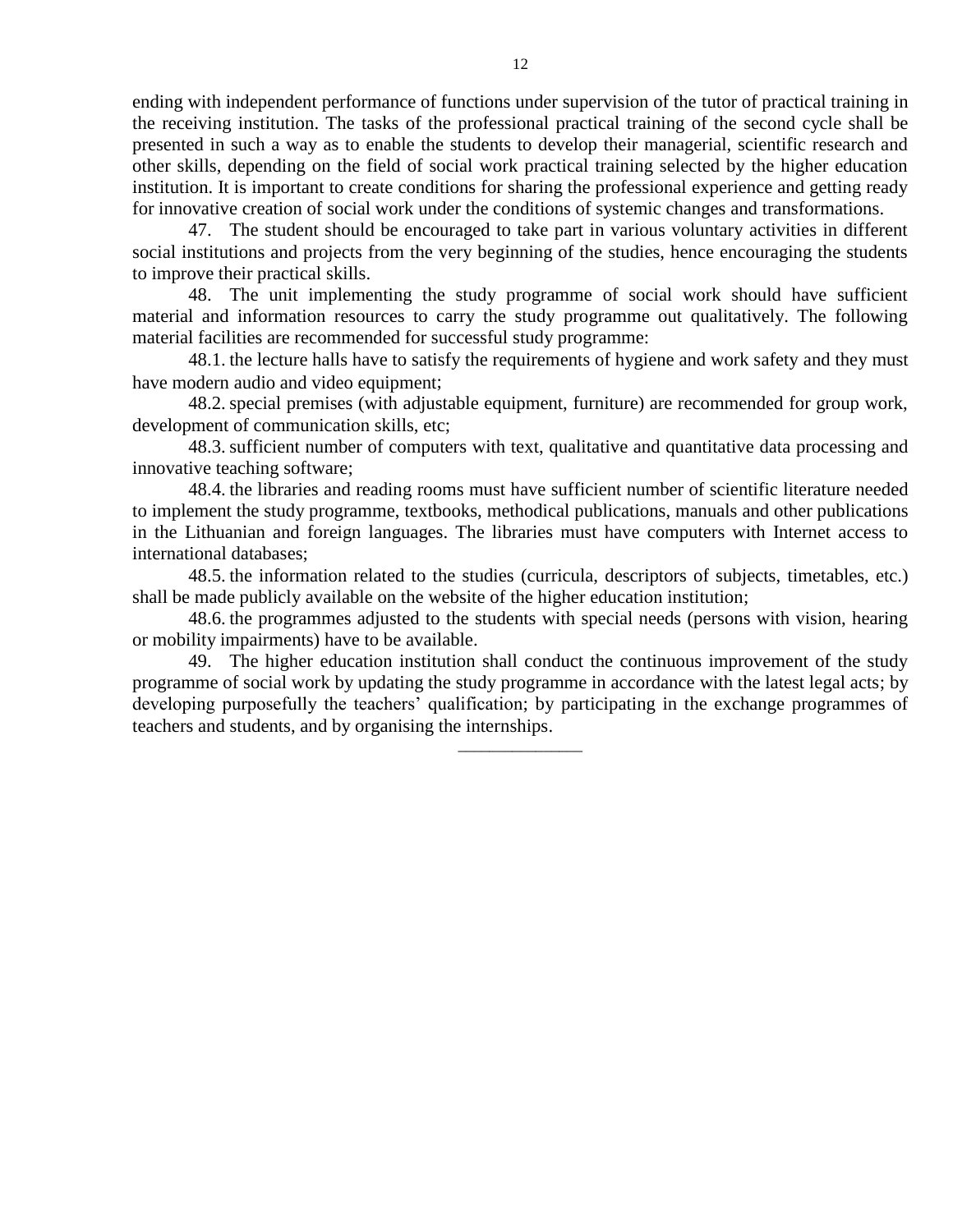ending with independent performance of functions under supervision of the tutor of practical training in the receiving institution. The tasks of the professional practical training of the second cycle shall be presented in such a way as to enable the students to develop their managerial, scientific research and other skills, depending on the field of social work practical training selected by the higher education institution. It is important to create conditions for sharing the professional experience and getting ready for innovative creation of social work under the conditions of systemic changes and transformations.

47. The student should be encouraged to take part in various voluntary activities in different social institutions and projects from the very beginning of the studies, hence encouraging the students to improve their practical skills.

48. The unit implementing the study programme of social work should have sufficient material and information resources to carry the study programme out qualitatively. The following material facilities are recommended for successful study programme:

48.1. the lecture halls have to satisfy the requirements of hygiene and work safety and they must have modern audio and video equipment;

48.2. special premises (with adjustable equipment, furniture) are recommended for group work, development of communication skills, etc;

48.3. sufficient number of computers with text, qualitative and quantitative data processing and innovative teaching software;

48.4. the libraries and reading rooms must have sufficient number of scientific literature needed to implement the study programme, textbooks, methodical publications, manuals and other publications in the Lithuanian and foreign languages. The libraries must have computers with Internet access to international databases;

48.5. the information related to the studies (curricula, descriptors of subjects, timetables, etc.) shall be made publicly available on the website of the higher education institution;

48.6. the programmes adjusted to the students with special needs (persons with vision, hearing or mobility impairments) have to be available.

49. The higher education institution shall conduct the continuous improvement of the study programme of social work by updating the study programme in accordance with the latest legal acts; by developing purposefully the teachers' qualification; by participating in the exchange programmes of teachers and students, and by organising the internships.

______________